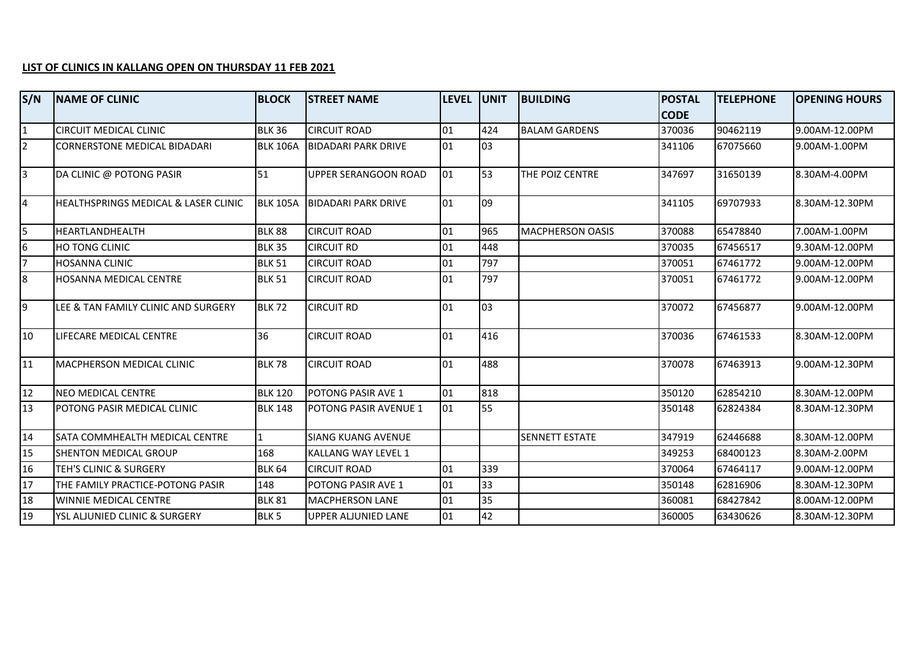**LIST OF CLINICS IN KALLANG OPEN ON THURSDAY 11 FEB 2021**

| S/N | NAME OF CLINIC | BLOCK | STREET NAME | LEVEL | UNIT | BUILDING | POSTAL CODE | TELEPHONE | OPENING HOURS |
|---|---|---|---|---|---|---|---|---|---|
| 1 | CIRCUIT MEDICAL CLINIC | BLK 36 | CIRCUIT ROAD | 01 | 424 | BALAM GARDENS | 370036 | 90462119 | 9.00AM-12.00PM |
| 2 | CORNERSTONE MEDICAL BIDADARI | BLK 106A | BIDADARI PARK DRIVE | 01 | 03 | | 341106 | 67075660 | 9.00AM-1.00PM |
| 3 | DA CLINIC @ POTONG PASIR | 51 | UPPER SERANGOON ROAD | 01 | 53 | THE POIZ CENTRE | 347697 | 31650139 | 8.30AM-4.00PM |
| 4 | HEALTHSPRINGS MEDICAL & LASER CLINIC | BLK 105A | BIDADARI PARK DRIVE | 01 | 09 | | 341105 | 69707933 | 8.30AM-12.30PM |
| 5 | HEARTLANDHEALTH | BLK 88 | CIRCUIT ROAD | 01 | 965 | MACPHERSON OASIS | 370088 | 65478840 | 7.00AM-1.00PM |
| 6 | HO TONG CLINIC | BLK 35 | CIRCUIT RD | 01 | 448 | | 370035 | 67456517 | 9.30AM-12.00PM |
| 7 | HOSANNA CLINIC | BLK 51 | CIRCUIT ROAD | 01 | 797 | | 370051 | 67461772 | 9.00AM-12.00PM |
| 8 | HOSANNA MEDICAL CENTRE | BLK 51 | CIRCUIT ROAD | 01 | 797 | | 370051 | 67461772 | 9.00AM-12.00PM |
| 9 | LEE & TAN FAMILY CLINIC AND SURGERY | BLK 72 | CIRCUIT RD | 01 | 03 | | 370072 | 67456877 | 9.00AM-12.00PM |
| 10 | LIFECARE MEDICAL CENTRE | 36 | CIRCUIT ROAD | 01 | 416 | | 370036 | 67461533 | 8.30AM-12.00PM |
| 11 | MACPHERSON MEDICAL CLINIC | BLK 78 | CIRCUIT ROAD | 01 | 488 | | 370078 | 67463913 | 9.00AM-12.30PM |
| 12 | NEO MEDICAL CENTRE | BLK 120 | POTONG PASIR AVE 1 | 01 | 818 | | 350120 | 62854210 | 8.30AM-12.00PM |
| 13 | POTONG PASIR MEDICAL CLINIC | BLK 148 | POTONG PASIR AVENUE 1 | 01 | 55 | | 350148 | 62824384 | 8.30AM-12.30PM |
| 14 | SATA COMMHEALTH MEDICAL CENTRE | 1 | SIANG KUANG AVENUE | | | SENNETT ESTATE | 347919 | 62446688 | 8.30AM-12.00PM |
| 15 | SHENTON MEDICAL GROUP | 168 | KALLANG WAY LEVEL 1 | | | | 349253 | 68400123 | 8.30AM-2.00PM |
| 16 | TEH'S CLINIC & SURGERY | BLK 64 | CIRCUIT ROAD | 01 | 339 | | 370064 | 67464117 | 9.00AM-12.00PM |
| 17 | THE FAMILY PRACTICE-POTONG PASIR | 148 | POTONG PASIR AVE 1 | 01 | 33 | | 350148 | 62816906 | 8.30AM-12.30PM |
| 18 | WINNIE MEDICAL CENTRE | BLK 81 | MACPHERSON LANE | 01 | 35 | | 360081 | 68427842 | 8.00AM-12.00PM |
| 19 | YSL ALJUNIED CLINIC & SURGERY | BLK 5 | UPPER ALJUNIED LANE | 01 | 42 | | 360005 | 63430626 | 8.30AM-12.30PM |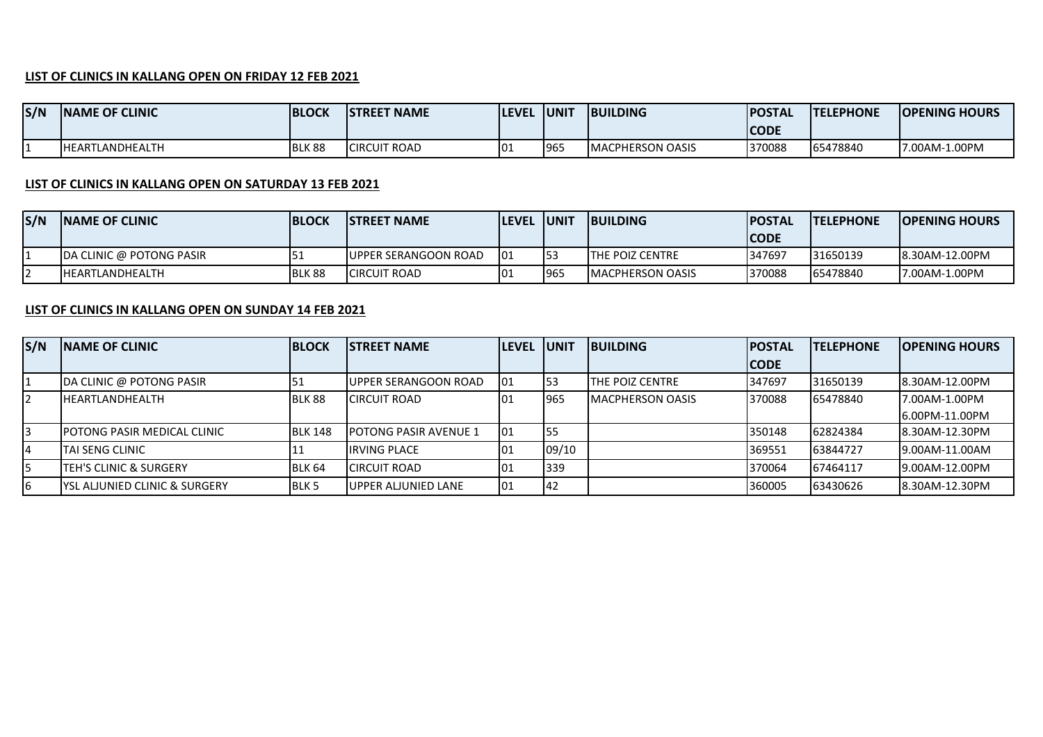**LIST OF CLINICS IN KALLANG OPEN ON FRIDAY 12 FEB 2021**

| S/N | NAME OF CLINIC | BLOCK | STREET NAME | LEVEL | UNIT | BUILDING | POSTAL CODE | TELEPHONE | OPENING HOURS |
|---|---|---|---|---|---|---|---|---|---|
| 1 | HEARTLANDHEALTH | BLK 88 | CIRCUIT ROAD | 01 | 965 | MACPHERSON OASIS | 370088 | 65478840 | 7.00AM-1.00PM |

**LIST OF CLINICS IN KALLANG OPEN ON SATURDAY 13 FEB 2021**

| S/N | NAME OF CLINIC | BLOCK | STREET NAME | LEVEL | UNIT | BUILDING | POSTAL CODE | TELEPHONE | OPENING HOURS |
|---|---|---|---|---|---|---|---|---|---|
| 1 | DA CLINIC @ POTONG PASIR | 51 | UPPER SERANGOON ROAD | 01 | 53 | THE POIZ CENTRE | 347697 | 31650139 | 8.30AM-12.00PM |
| 2 | HEARTLANDHEALTH | BLK 88 | CIRCUIT ROAD | 01 | 965 | MACPHERSON OASIS | 370088 | 65478840 | 7.00AM-1.00PM |

**LIST OF CLINICS IN KALLANG OPEN ON SUNDAY 14 FEB 2021**

| S/N | NAME OF CLINIC | BLOCK | STREET NAME | LEVEL | UNIT | BUILDING | POSTAL CODE | TELEPHONE | OPENING HOURS |
|---|---|---|---|---|---|---|---|---|---|
| 1 | DA CLINIC @ POTONG PASIR | 51 | UPPER SERANGOON ROAD | 01 | 53 | THE POIZ CENTRE | 347697 | 31650139 | 8.30AM-12.00PM |
| 2 | HEARTLANDHEALTH | BLK 88 | CIRCUIT ROAD | 01 | 965 | MACPHERSON OASIS | 370088 | 65478840 | 7.00AM-1.00PM<br>6.00PM-11.00PM |
| 3 | POTONG PASIR MEDICAL CLINIC | BLK 148 | POTONG PASIR AVENUE 1 | 01 | 55 | | 350148 | 62824384 | 8.30AM-12.30PM |
| 4 | TAI SENG CLINIC | 11 | IRVING PLACE | 01 | 09/10 | | 369551 | 63844727 | 9.00AM-11.00AM |
| 5 | TEH'S CLINIC & SURGERY | BLK 64 | CIRCUIT ROAD | 01 | 339 | | 370064 | 67464117 | 9.00AM-12.00PM |
| 6 | YSL ALJUNIED CLINIC & SURGERY | BLK 5 | UPPER ALJUNIED LANE | 01 | 42 | | 360005 | 63430626 | 8.30AM-12.30PM |